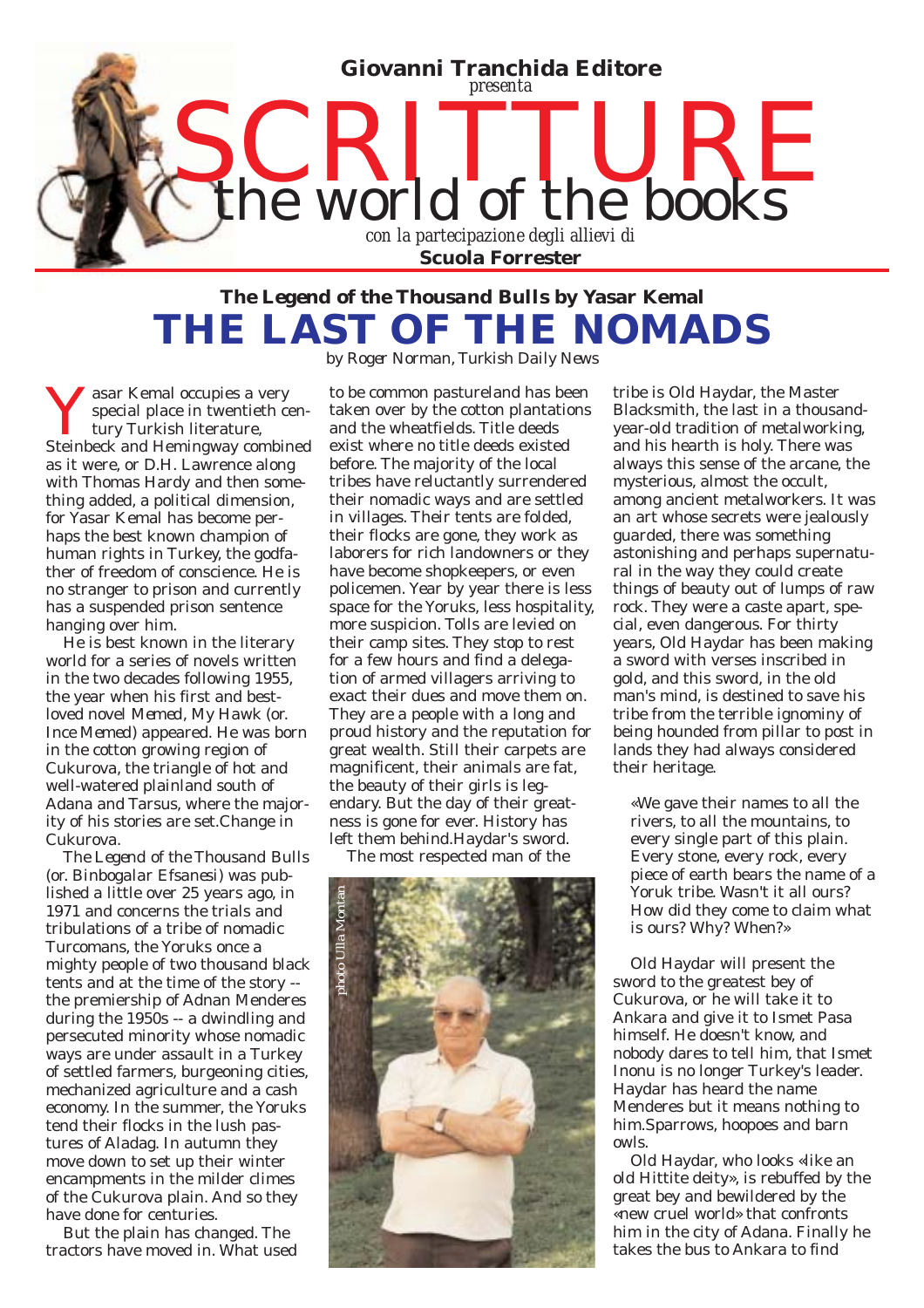**Giovanni Tranchida Editore**
*presenta*

# SCRITTURE
## the world of the books

*con la partecipazione degli allievi di*
**Scuola Forrester**

### *The Legend of the Thousand Bulls by Yasar Kemal*

# THE LAST OF THE NOMADS

*by Roger Norman, Turkish Daily News*

Yasar Kemal occupies a very special place in twentieth century Turkish literature, Steinbeck and Hemingway combined as it were, or D.H. Lawrence along with Thomas Hardy and then something added, a political dimension, for Yasar Kemal has become perhaps the best known champion of human rights in Turkey, the godfather of freedom of conscience. He is no stranger to prison and currently has a suspended prison sentence hanging over him.

He is best known in the literary world for a series of novels written in the two decades following 1955, the year when his first and best-loved novel *Memed, My Hawk* (or. *Ince Memed*) appeared. He was born in the cotton growing region of Cukurova, the triangle of hot and well-watered plainland south of Adana and Tarsus, where the majority of his stories are set.Change in Cukurova.

*The Legend of the Thousand Bulls* (or. *Binbogalar Efsanesi*) was published a little over 25 years ago, in 1971 and concerns the trials and tribulations of a tribe of nomadic Turcomans, the Yoruks once a mighty people of two thousand black tents and at the time of the story -- the premiership of Adnan Menderes during the 1950s -- a dwindling and persecuted minority whose nomadic ways are under assault in a Turkey of settled farmers, burgeoning cities, mechanized agriculture and a cash economy. In the summer, the Yoruks tend their flocks in the lush pastures of Aladag. In autumn they move down to set up their winter encampments in the milder climes of the Cukurova plain. And so they have done for centuries.

But the plain has changed. The tractors have moved in. What used to be common pastureland has been taken over by the cotton plantations and the wheatfields. Title deeds exist where no title deeds existed before. The majority of the local tribes have reluctantly surrendered their nomadic ways and are settled in villages. Their tents are folded, their flocks are gone, they work as laborers for rich landowners or they have become shopkeepers, or even policemen. Year by year there is less space for the Yoruks, less hospitality, more suspicion. Tolls are levied on their camp sites. They stop to rest for a few hours and find a delegation of armed villagers arriving to exact their dues and move them on. They are a people with a long and proud history and the reputation for great wealth. Still their carpets are magnificent, their animals are fat, the beauty of their girls is legendary. But the day of their greatness is gone for ever. History has left them behind.Haydar's sword.

The most respected man of the tribe is Old Haydar, the Master Blacksmith, the last in a thousand-year-old tradition of metalworking, and his hearth is holy. There was always this sense of the arcane, the mysterious, almost the occult, among ancient metalworkers. It was an art whose secrets were jealously guarded, there was something astonishing and perhaps supernatural in the way they could create things of beauty out of lumps of raw rock. They were a caste apart, special, even dangerous. For thirty years, Old Haydar has been making a sword with verses inscribed in gold, and this sword, in the old man's mind, is destined to save his tribe from the terrible ignominy of being hounded from pillar to post in lands they had always considered their heritage.

> «We gave their names to all the rivers, to all the mountains, to every single part of this plain. Every stone, every rock, every piece of earth bears the name of a Yoruk tribe. Wasn't it all ours? How did they come to claim what is ours? Why? When?»

Old Haydar will present the sword to the greatest bey of Cukurova, or he will take it to Ankara and give it to Ismet Pasa himself. He doesn't know, and nobody dares to tell him, that Ismet Inonu is no longer Turkey's leader. Haydar has heard the name Menderes but it means nothing to him.Sparrows, hoopoes and barn owls.

Old Haydar, who looks «like an old Hittite deity», is rebuffed by the great bey and bewildered by the «new cruel world» that confronts him in the city of Adana. Finally he takes the bus to Ankara to find

photo Ulla Montan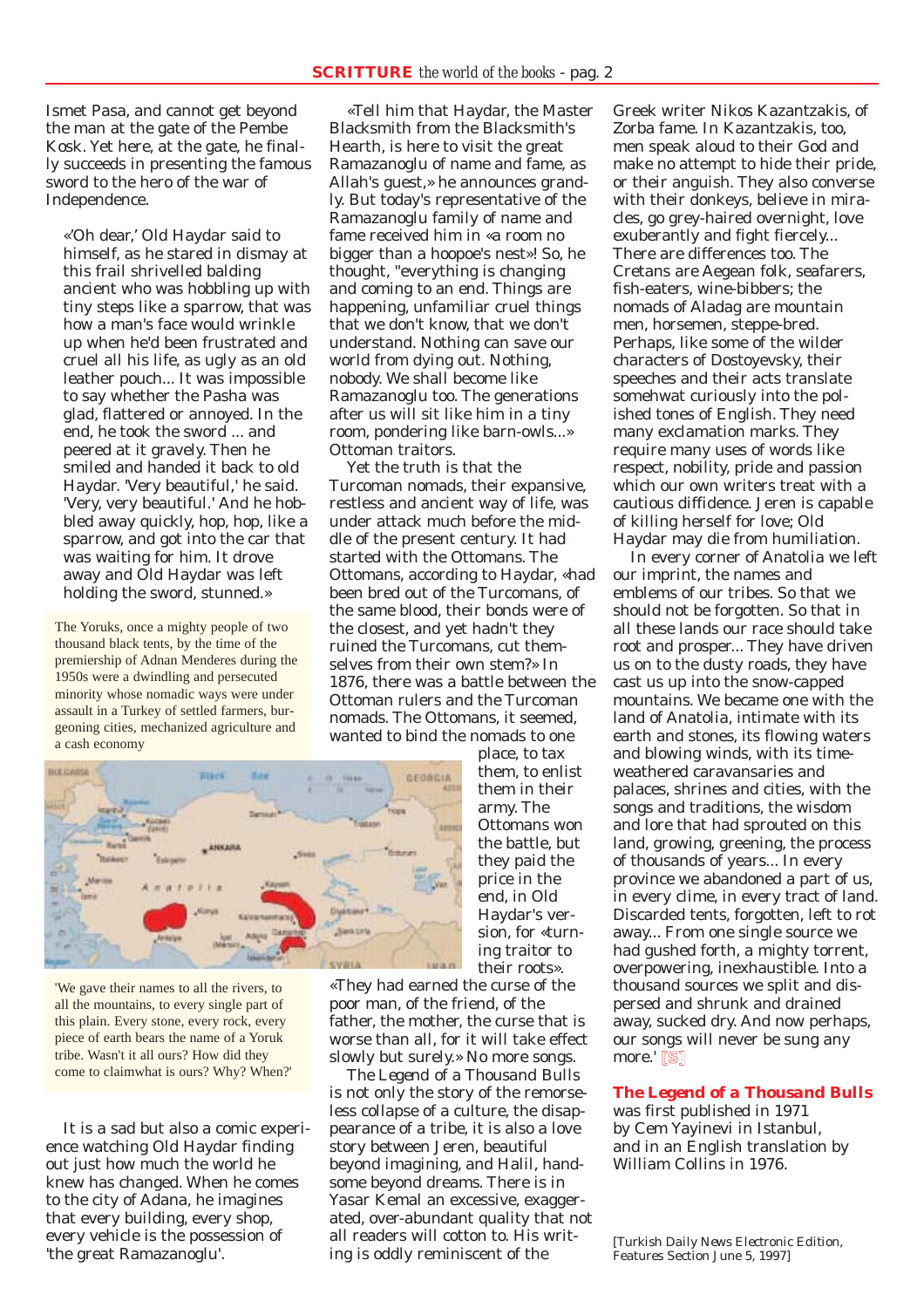Ismet Pasa, and cannot get beyond the man at the gate of the Pembe Kosk. Yet here, at the gate, he finally succeeds in presenting the famous sword to the hero of the war of Independence.

«'Oh dear,' Old Haydar said to himself, as he stared in dismay at this frail shrivelled balding ancient who was hobbling up with tiny steps like a sparrow, that was how a man's face would wrinkle up when he'd been frustrated and cruel all his life, as ugly as an old leather pouch... It was impossible to say whether the Pasha was glad, flattered or annoyed. In the end, he took the sword ... and peered at it gravely. Then he smiled and handed it back to old Haydar. 'Very beautiful,' he said. 'Very, very beautiful.' And he hobbled away quickly, hop, hop, like a sparrow, and got into the car that was waiting for him. It drove away and Old Haydar was left holding the sword, stunned.»

The Yoruks, once a mighty people of two thousand black tents, by the time of the premiership of Adnan Menderes during the 1950s were a dwindling and persecuted minority whose nomadic ways were under assault in a Turkey of settled farmers, burgeoning cities, mechanized agriculture and a cash economy

BULGARIA
Black Sea
GEORGIA
ANKARA
Anatolia
SYRIA
IRAN

'We gave their names to all the rivers, to all the mountains, to every single part of this plain. Every stone, every rock, every piece of earth bears the name of a Yoruk tribe. Wasn't it all ours? How did they come to claimwhat is ours? Why? When?'

It is a sad but also a comic experience watching Old Haydar finding out just how much the world he knew has changed. When he comes to the city of Adana, he imagines that every building, every shop, every vehicle is the possession of 'the great Ramazanoglu'.

«Tell him that Haydar, the Master Blacksmith from the Blacksmith's Hearth, is here to visit the great Ramazanoglu of name and fame, as Allah's guest,» he announces grandly. But today's representative of the Ramazanoglu family of name and fame received him in «a room no bigger than a hoopoe's nest»! So, he thought, "everything is changing and coming to an end. Things are happening, unfamiliar cruel things that we don't know, that we don't understand. Nothing can save our world from dying out. Nothing, nobody. We shall become like Ramazanoglu too. The generations after us will sit like him in a tiny room, pondering like barn-owls...» Ottoman traitors.

Yet the truth is that the Turcoman nomads, their expansive, restless and ancient way of life, was under attack much before the middle of the present century. It had started with the Ottomans. The Ottomans, according to Haydar, «had been bred out of the Turcomans, of the same blood, their bonds were of the closest, and yet hadn't they ruined the Turcomans, cut themselves from their own stem?» In 1876, there was a battle between the Ottoman rulers and the Turcoman nomads. The Ottomans, it seemed, wanted to bind the nomads to one place, to tax them, to enlist them in their army. The Ottomans won the battle, but they paid the price in the end, in Old Haydar's version, for «turning traitor to their roots».

«They had earned the curse of the poor man, of the friend, of the father, the mother, the curse that is worse than all, for it will take effect slowly but surely.» No more songs.

The Legend of a Thousand Bulls is not only the story of the remorseless collapse of a culture, the disappearance of a tribe, it is also a love story between Jeren, beautiful beyond imagining, and Halil, handsome beyond dreams. There is in Yasar Kemal an excessive, exaggerated, over-abundant quality that not all readers will cotton to. His writing is oddly reminiscent of the Greek writer Nikos Kazantzakis, of Zorba fame. In Kazantzakis, too, men speak aloud to their God and make no attempt to hide their pride, or their anguish. They also converse with their donkeys, believe in miracles, go grey-haired overnight, love exuberantly and fight fiercely... There are differences too. The Cretans are Aegean folk, seafarers, fish-eaters, wine-bibbers; the nomads of Aladag are mountain men, horsemen, steppe-bred. Perhaps, like some of the wilder characters of Dostoyevsky, their speeches and their acts translate somehwat curiously into the polished tones of English. They need many exclamation marks. They require many uses of words like respect, nobility, pride and passion which our own writers treat with a cautious diffidence. Jeren is capable of killing herself for love; Old Haydar may die from humiliation.

In every corner of Anatolia we left our imprint, the names and emblems of our tribes. So that we should not be forgotten. So that in all these lands our race should take root and prosper... They have driven us on to the dusty roads, they have cast us up into the snow-capped mountains. We became one with the land of Anatolia, intimate with its earth and stones, its flowing waters and blowing winds, with its time-weathered caravansaries and palaces, shrines and cities, with the songs and traditions, the wisdom and lore that had sprouted on this land, growing, greening, the process of thousands of years... In every province we abandoned a part of us, in every clime, in every tract of land. Discarded tents, forgotten, left to rot away... From one single source we had gushed forth, a mighty torrent, overpowering, inexhaustible. Into a thousand sources we split and dispersed and shrunk and drained away, sucked dry. And now perhaps, our songs will never be sung any more.' [S]

**The Legend of a Thousand Bulls** was first published in 1971 by Cem Yayinevi in Istanbul, and in an English translation by William Collins in 1976.

[Turkish Daily News Electronic Edition, Features Section June 5, 1997]